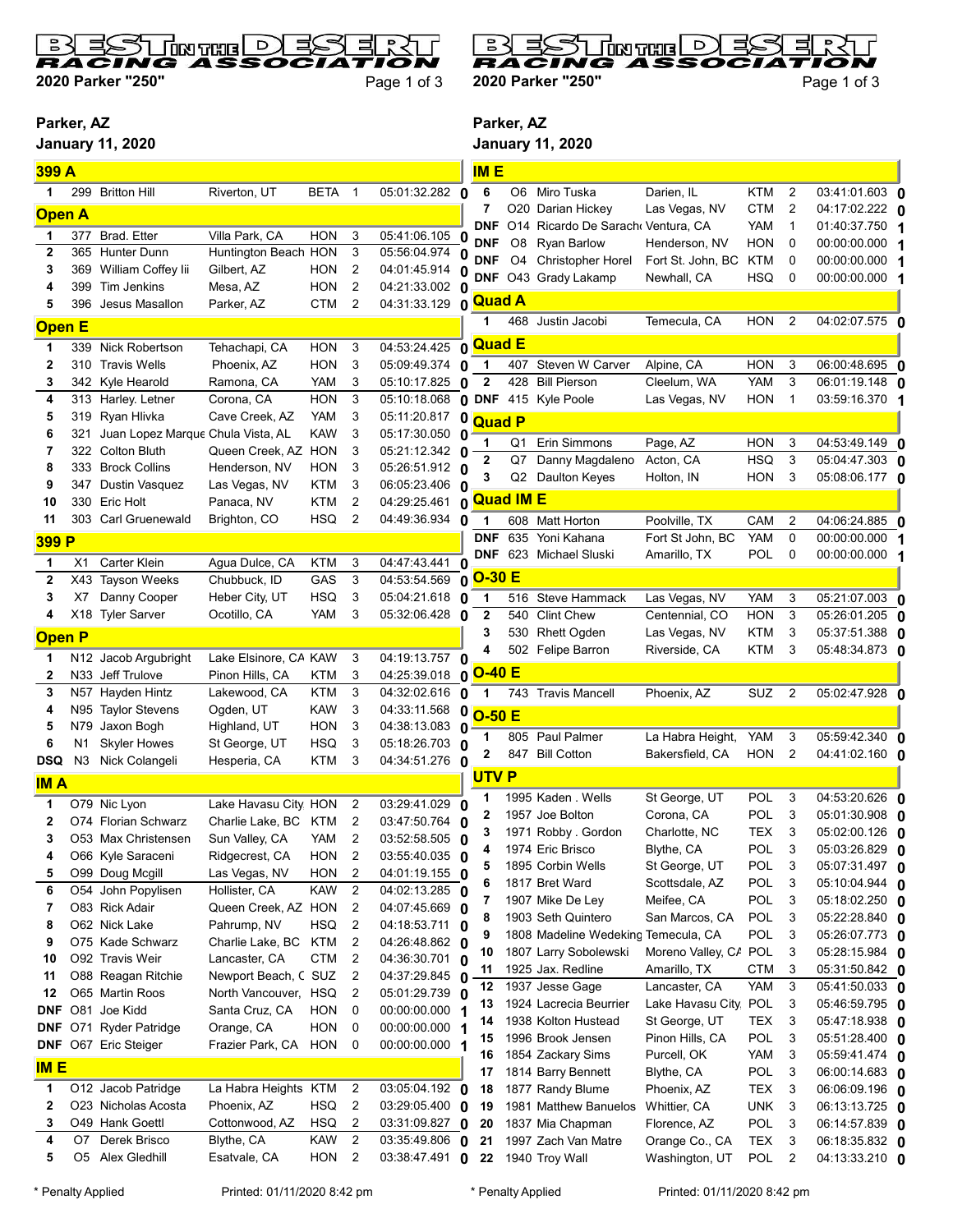# BEST IN THE DESERT RACING ASSOCIATION

## 2020 Parker "250"

Parker, AZ

January 11, 2020

### 399 A

| Pos | No. | Name | City | Make | Laps | Time | Pen |
|---|---|---|---|---|---|---|---|
| 1 | 299 | Britton Hill | Riverton, UT | BETA | 1 | 05:01:32.282 | 0 |

### Open A

| Pos | No. | Name | City | Make | Laps | Time | Pen |
|---|---|---|---|---|---|---|---|
| 1 | 377 | Brad. Etter | Villa Park, CA | HON | 3 | 05:41:06.105 | 0 |
| 2 | 365 | Hunter Dunn | Huntington Beach | HON | 3 | 05:56:04.974 | 0 |
| 3 | 369 | William Coffey Iii | Gilbert, AZ | HON | 2 | 04:01:45.914 | 0 |
| 4 | 399 | Tim Jenkins | Mesa, AZ | HON | 2 | 04:21:33.002 | 0 |
| 5 | 396 | Jesus Masallon | Parker, AZ | CTM | 2 | 04:31:33.129 | 0 |

### Open E

| Pos | No. | Name | City | Make | Laps | Time | Pen |
|---|---|---|---|---|---|---|---|
| 1 | 339 | Nick Robertson | Tehachapi, CA | HON | 3 | 04:53:24.425 | 0 |
| 2 | 310 | Travis Wells | Phoenix, AZ | HON | 3 | 05:09:49.374 | 0 |
| 3 | 342 | Kyle Hearold | Ramona, CA | YAM | 3 | 05:10:17.825 | 0 |
| 4 | 313 | Harley. Letner | Corona, CA | HON | 3 | 05:10:18.068 | 0 |
| 5 | 319 | Ryan Hlivka | Cave Creek, AZ | YAM | 3 | 05:11:20.817 | 0 |
| 6 | 321 | Juan Lopez Marque | Chula Vista, AL | KAW | 3 | 05:17:30.050 | 0 |
| 7 | 322 | Colton Bluth | Queen Creek, AZ | HON | 3 | 05:21:12.342 | 0 |
| 8 | 333 | Brock Collins | Henderson, NV | HON | 3 | 05:26:51.912 | 0 |
| 9 | 347 | Dustin Vasquez | Las Vegas, NV | KTM | 3 | 06:05:23.406 | 0 |
| 10 | 330 | Eric Holt | Panaca, NV | KTM | 2 | 04:29:25.461 | 0 |
| 11 | 303 | Carl Gruenewald | Brighton, CO | HSQ | 2 | 04:49:36.934 | 0 |

### 399 P

| Pos | No. | Name | City | Make | Laps | Time | Pen |
|---|---|---|---|---|---|---|---|
| 1 | X1 | Carter Klein | Agua Dulce, CA | KTM | 3 | 04:47:43.441 | 0 |
| 2 | X43 | Tayson Weeks | Chubbuck, ID | GAS | 3 | 04:53:54.569 | 0 |
| 3 | X7 | Danny Cooper | Heber City, UT | HSQ | 3 | 05:04:21.618 | 0 |
| 4 | X18 | Tyler Sarver | Ocotillo, CA | YAM | 3 | 05:32:06.428 | 0 |

### Open P

| Pos | No. | Name | City | Make | Laps | Time | Pen |
|---|---|---|---|---|---|---|---|
| 1 | N12 | Jacob Argubright | Lake Elsinore, CA | KAW | 3 | 04:19:13.757 | 0 |
| 2 | N33 | Jeff Trulove | Pinon Hills, CA | KTM | 3 | 04:25:39.018 | 0 |
| 3 | N57 | Hayden Hintz | Lakewood, CA | KTM | 3 | 04:32:02.616 | 0 |
| 4 | N95 | Taylor Stevens | Ogden, UT | KAW | 3 | 04:33:11.568 | 0 |
| 5 | N79 | Jaxon Bogh | Highland, UT | HON | 3 | 04:38:13.083 | 0 |
| 6 | N1 | Skyler Howes | St George, UT | HSQ | 3 | 05:18:26.703 | 0 |
| DSQ | N3 | Nick Colangeli | Hesperia, CA | KTM | 3 | 04:34:51.276 | 0 |

### IM A

| Pos | No. | Name | City | Make | Laps | Time | Pen |
|---|---|---|---|---|---|---|---|
| 1 | O79 | Nic Lyon | Lake Havasu City | HON | 2 | 03:29:41.029 | 0 |
| 2 | O74 | Florian Schwarz | Charlie Lake, BC | KTM | 2 | 03:47:50.764 | 0 |
| 3 | O53 | Max Christensen | Sun Valley, CA | YAM | 2 | 03:52:58.505 | 0 |
| 4 | O66 | Kyle Saraceni | Ridgecrest, CA | HON | 2 | 03:55:40.035 | 0 |
| 5 | O99 | Doug Mcgill | Las Vegas, NV | HON | 2 | 04:01:19.155 | 0 |
| 6 | O54 | John Popylisen | Hollister, CA | KAW | 2 | 04:02:13.285 | 0 |
| 7 | O83 | Rick Adair | Queen Creek, AZ | HON | 2 | 04:07:45.669 | 0 |
| 8 | O62 | Nick Lake | Pahrump, NV | HSQ | 2 | 04:18:53.711 | 0 |
| 9 | O75 | Kade Schwarz | Charlie Lake, BC | KTM | 2 | 04:26:48.862 | 0 |
| 10 | O92 | Travis Weir | Lancaster, CA | CTM | 2 | 04:36:30.701 | 0 |
| 11 | O88 | Reagan Ritchie | Newport Beach, C | SUZ | 2 | 04:37:29.845 | 0 |
| 12 | O65 | Martin Roos | North Vancouver, | HSQ | 2 | 05:01:29.739 | 0 |
| DNF | O81 | Joe Kidd | Santa Cruz, CA | HON | 0 | 00:00:00.000 | 1 |
| DNF | O71 | Ryder Patridge | Orange, CA | HON | 0 | 00:00:00.000 | 1 |
| DNF | O67 | Eric Steiger | Frazier Park, CA | HON | 0 | 00:00:00.000 | 1 |

### IM E

| Pos | No. | Name | City | Make | Laps | Time | Pen |
|---|---|---|---|---|---|---|---|
| 1 | O12 | Jacob Patridge | La Habra Heights | KTM | 2 | 03:05:04.192 | 0 |
| 2 | O23 | Nicholas Acosta | Phoenix, AZ | HSQ | 2 | 03:29:05.400 | 0 |
| 3 | O49 | Hank Goettl | Cottonwood, AZ | HSQ | 2 | 03:31:09.827 | 0 |
| 4 | O7 | Derek Brisco | Blythe, CA | KAW | 2 | 03:35:49.806 | 0 |
| 5 | O5 | Alex Gledhill | Esatvale, CA | HON | 2 | 03:38:47.491 | 0 |
| 6 | O6 | Miro Tuska | Darien, IL | KTM | 2 | 03:41:01.603 | 0 |
| 7 | O20 | Darian Hickey | Las Vegas, NV | CTM | 2 | 04:17:02.222 | 0 |
| DNF | O14 | Ricardo De Sarach | Ventura, CA | YAM | 1 | 01:40:37.750 | 1 |
| DNF | O8 | Ryan Barlow | Henderson, NV | HON | 0 | 00:00:00.000 | 1 |
| DNF | O4 | Christopher Horel | Fort St. John, BC | KTM | 0 | 00:00:00.000 | 1 |
| DNF | O43 | Grady Lakamp | Newhall, CA | HSQ | 0 | 00:00:00.000 | 1 |

### Quad A

| Pos | No. | Name | City | Make | Laps | Time | Pen |
|---|---|---|---|---|---|---|---|
| 1 | 468 | Justin Jacobi | Temecula, CA | HON | 2 | 04:02:07.575 | 0 |

### Quad E

| Pos | No. | Name | City | Make | Laps | Time | Pen |
|---|---|---|---|---|---|---|---|
| 1 | 407 | Steven W Carver | Alpine, CA | HON | 3 | 06:00:48.695 | 0 |
| 2 | 428 | Bill Pierson | Cleelum, WA | YAM | 3 | 06:01:19.148 | 0 |
| DNF | 415 | Kyle Poole | Las Vegas, NV | HON | 1 | 03:59:16.370 | 1 |

### Quad P

| Pos | No. | Name | City | Make | Laps | Time | Pen |
|---|---|---|---|---|---|---|---|
| 1 | Q1 | Erin Simmons | Page, AZ | HON | 3 | 04:53:49.149 | 0 |
| 2 | Q7 | Danny Magdaleno | Acton, CA | HSQ | 3 | 05:04:47.303 | 0 |
| 3 | Q2 | Daulton Keyes | Holton, IN | HON | 3 | 05:08:06.177 | 0 |

### Quad IM E

| Pos | No. | Name | City | Make | Laps | Time | Pen |
|---|---|---|---|---|---|---|---|
| 1 | 608 | Matt Horton | Poolville, TX | CAM | 2 | 04:06:24.885 | 0 |
| DNF | 635 | Yoni Kahana | Fort St John, BC | YAM | 0 | 00:00:00.000 | 1 |
| DNF | 623 | Michael Sluski | Amarillo, TX | POL | 0 | 00:00:00.000 | 1 |

### O-30 E

| Pos | No. | Name | City | Make | Laps | Time | Pen |
|---|---|---|---|---|---|---|---|
| 1 | 516 | Steve Hammack | Las Vegas, NV | YAM | 3 | 05:21:07.003 | 0 |
| 2 | 540 | Clint Chew | Centennial, CO | HON | 3 | 05:26:01.205 | 0 |
| 3 | 530 | Rhett Ogden | Las Vegas, NV | KTM | 3 | 05:37:51.388 | 0 |
| 4 | 502 | Felipe Barron | Riverside, CA | KTM | 3 | 05:48:34.873 | 0 |

### O-40 E

| Pos | No. | Name | City | Make | Laps | Time | Pen |
|---|---|---|---|---|---|---|---|
| 1 | 743 | Travis Mancell | Phoenix, AZ | SUZ | 2 | 05:02:47.928 | 0 |

### O-50 E

| Pos | No. | Name | City | Make | Laps | Time | Pen |
|---|---|---|---|---|---|---|---|
| 1 | 805 | Paul Palmer | La Habra Height, | YAM | 3 | 05:59:42.340 | 0 |
| 2 | 847 | Bill Cotton | Bakersfield, CA | HON | 2 | 04:41:02.160 | 0 |

### UTV P

| Pos | No. | Name | City | Make | Laps | Time | Pen |
|---|---|---|---|---|---|---|---|
| 1 | 1995 | Kaden . Wells | St George, UT | POL | 3 | 04:53:20.626 | 0 |
| 2 | 1957 | Joe Bolton | Corona, CA | POL | 3 | 05:01:30.908 | 0 |
| 3 | 1971 | Robby . Gordon | Charlotte, NC | TEX | 3 | 05:02:00.126 | 0 |
| 4 | 1974 | Eric Brisco | Blythe, CA | POL | 3 | 05:03:26.829 | 0 |
| 5 | 1895 | Corbin Wells | St George, UT | POL | 3 | 05:07:31.497 | 0 |
| 6 | 1817 | Bret Ward | Scottsdale, AZ | POL | 3 | 05:10:04.944 | 0 |
| 7 | 1907 | Mike De Ley | Meifee, CA | POL | 3 | 05:18:02.250 | 0 |
| 8 | 1903 | Seth Quintero | San Marcos, CA | POL | 3 | 05:22:28.840 | 0 |
| 9 | 1808 | Madeline Wedeking | Temecula, CA | POL | 3 | 05:26:07.773 | 0 |
| 10 | 1807 | Larry Sobolewski | Moreno Valley, CA | POL | 3 | 05:28:15.984 | 0 |
| 11 | 1925 | Jax. Redline | Amarillo, TX | CTM | 3 | 05:31:50.842 | 0 |
| 12 | 1937 | Jesse Gage | Lancaster, CA | YAM | 3 | 05:41:50.033 | 0 |
| 13 | 1924 | Lacrecia Beurrier | Lake Havasu City | POL | 3 | 05:46:59.795 | 0 |
| 14 | 1938 | Kolton Hustead | St George, UT | TEX | 3 | 05:47:18.938 | 0 |
| 15 | 1996 | Brook Jensen | Pinon Hills, CA | POL | 3 | 05:51:28.400 | 0 |
| 16 | 1854 | Zackary Sims | Purcell, OK | YAM | 3 | 05:59:41.474 | 0 |
| 17 | 1814 | Barry Bennett | Blythe, CA | POL | 3 | 06:00:14.683 | 0 |
| 18 | 1877 | Randy Blume | Phoenix, AZ | TEX | 3 | 06:06:09.196 | 0 |
| 19 | 1981 | Matthew Banuelos | Whittier, CA | UNK | 3 | 06:13:13.725 | 0 |
| 20 | 1837 | Mia Chapman | Florence, AZ | POL | 3 | 06:14:57.839 | 0 |
| 21 | 1997 | Zach Van Matre | Orange Co., CA | TEX | 3 | 06:18:35.832 | 0 |
| 22 | 1940 | Troy Wall | Washington, UT | POL | 2 | 04:13:33.210 | 0 |

\* Penalty Applied

Printed: 01/11/2020 8:42 pm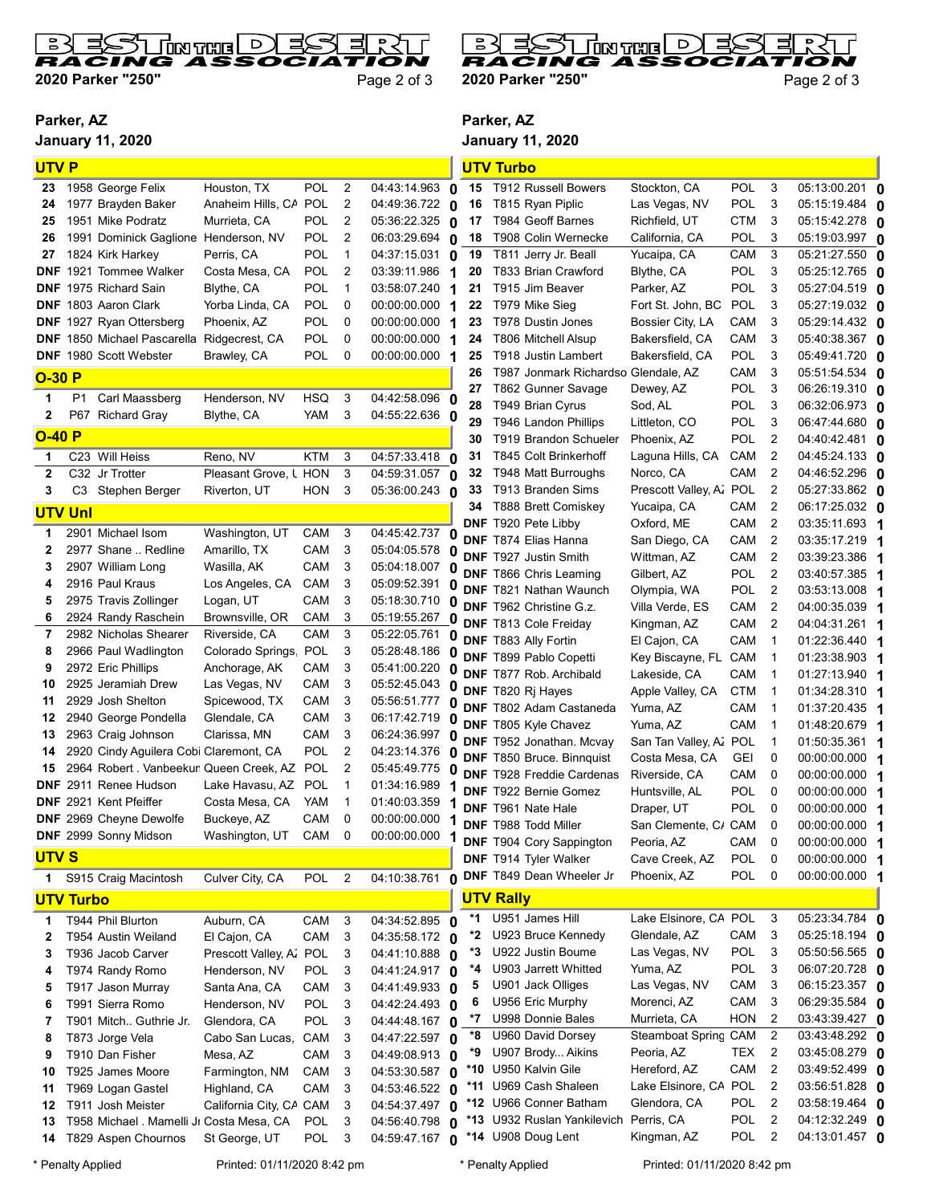# BEST IN THE DESERT RACING ASSOCIATION

**2020 Parker "250"**

**Parker, AZ**
**January 11, 2020**

## UTV P

| Pos | No. | Name | Hometown | Make | Laps | Time | |
|---|---|---|---|---|---|---|---|
| 23 | 1958 | George Felix | Houston, TX | POL | 2 | 04:43:14.963 | 0 |
| 24 | 1977 | Brayden Baker | Anaheim Hills, CA | POL | 2 | 04:49:36.722 | 0 |
| 25 | 1951 | Mike Podratz | Murrieta, CA | POL | 2 | 05:36:22.325 | 0 |
| 26 | 1991 | Dominick Gaglione | Henderson, NV | POL | 2 | 06:03:29.694 | 0 |
| 27 | 1824 | Kirk Harkey | Perris, CA | POL | 1 | 04:37:15.031 | 0 |
| DNF | 1921 | Tommee Walker | Costa Mesa, CA | POL | 2 | 03:39:11.986 | 1 |
| DNF | 1975 | Richard Sain | Blythe, CA | POL | 1 | 03:58:07.240 | 1 |
| DNF | 1803 | Aaron Clark | Yorba Linda, CA | POL | 0 | 00:00:00.000 | 1 |
| DNF | 1927 | Ryan Ottersberg | Phoenix, AZ | POL | 0 | 00:00:00.000 | 1 |
| DNF | 1850 | Michael Pascarella | Ridgecrest, CA | POL | 0 | 00:00:00.000 | 1 |
| DNF | 1980 | Scott Webster | Brawley, CA | POL | 0 | 00:00:00.000 | 1 |

## O-30 P

| Pos | No. | Name | Hometown | Make | Laps | Time | |
|---|---|---|---|---|---|---|---|
| 1 | P1 | Carl Maassberg | Henderson, NV | HSQ | 3 | 04:42:58.096 | 0 |
| 2 | P67 | Richard Gray | Blythe, CA | YAM | 3 | 04:55:22.636 | 0 |

## O-40 P

| Pos | No. | Name | Hometown | Make | Laps | Time | |
|---|---|---|---|---|---|---|---|
| 1 | C23 | Will Heiss | Reno, NV | KTM | 3 | 04:57:33.418 | 0 |
| 2 | C32 | Jr Trotter | Pleasant Grove, U | HON | 3 | 04:59:31.057 | 0 |
| 3 | C3 | Stephen Berger | Riverton, UT | HON | 3 | 05:36:00.243 | 0 |

## UTV Unl

| Pos | No. | Name | Hometown | Make | Laps | Time | |
|---|---|---|---|---|---|---|---|
| 1 | 2901 | Michael Isom | Washington, UT | CAM | 3 | 04:45:42.737 | 0 |
| 2 | 2977 | Shane .. Redline | Amarillo, TX | CAM | 3 | 05:04:05.578 | 0 |
| 3 | 2907 | William Long | Wasilla, AK | CAM | 3 | 05:04:18.007 | 0 |
| 4 | 2916 | Paul Kraus | Los Angeles, CA | CAM | 3 | 05:09:52.391 | 0 |
| 5 | 2975 | Travis Zollinger | Logan, UT | CAM | 3 | 05:18:30.710 | 0 |
| 6 | 2924 | Randy Raschein | Brownsville, OR | CAM | 3 | 05:19:55.267 | 0 |
| 7 | 2982 | Nicholas Shearer | Riverside, CA | CAM | 3 | 05:22:05.761 | 0 |
| 8 | 2966 | Paul Wadlington | Colorado Springs, | POL | 3 | 05:28:48.186 | 0 |
| 9 | 2972 | Eric Phillips | Anchorage, AK | CAM | 3 | 05:41:00.220 | 0 |
| 10 | 2925 | Jeramiah Drew | Las Vegas, NV | CAM | 3 | 05:52:45.043 | 0 |
| 11 | 2929 | Josh Shelton | Spicewood, TX | CAM | 3 | 05:56:51.777 | 0 |
| 12 | 2940 | George Pondella | Glendale, CA | CAM | 3 | 06:17:42.719 | 0 |
| 13 | 2963 | Craig Johnson | Clarissa, MN | CAM | 3 | 06:24:36.997 | 0 |
| 14 | 2920 | Cindy Aguilera Cobi | Claremont, CA | POL | 2 | 04:23:14.376 | 0 |
| 15 | 2964 | Robert . Vanbeekum | Queen Creek, AZ | POL | 2 | 05:45:49.775 | 0 |
| DNF | 2911 | Renee Hudson | Lake Havasu, AZ | POL | 1 | 01:34:16.989 | 1 |
| DNF | 2921 | Kent Pfeiffer | Costa Mesa, CA | YAM | 1 | 01:40:03.359 | 1 |
| DNF | 2969 | Cheyne Dewolfe | Buckeye, AZ | CAM | 0 | 00:00:00.000 | 1 |
| DNF | 2999 | Sonny Midson | Washington, UT | CAM | 0 | 00:00:00.000 | 1 |

## UTV S

| Pos | No. | Name | Hometown | Make | Laps | Time | |
|---|---|---|---|---|---|---|---|
| 1 | S915 | Craig Macintosh | Culver City, CA | POL | 2 | 04:10:38.761 | 0 |

## UTV Turbo

| Pos | No. | Name | Hometown | Make | Laps | Time | |
|---|---|---|---|---|---|---|---|
| 1 | T944 | Phil Blurton | Auburn, CA | CAM | 3 | 04:34:52.895 | 0 |
| 2 | T954 | Austin Weiland | El Cajon, CA | CAM | 3 | 04:35:58.172 | 0 |
| 3 | T936 | Jacob Carver | Prescott Valley, AZ | POL | 3 | 04:41:10.888 | 0 |
| 4 | T974 | Randy Romo | Henderson, NV | POL | 3 | 04:41:24.917 | 0 |
| 5 | T917 | Jason Murray | Santa Ana, CA | CAM | 3 | 04:41:49.933 | 0 |
| 6 | T991 | Sierra Romo | Henderson, NV | POL | 3 | 04:42:24.493 | 0 |
| 7 | T901 | Mitch.. Guthrie Jr. | Glendora, CA | POL | 3 | 04:44:48.167 | 0 |
| 8 | T873 | Jorge Vela | Cabo San Lucas, | CAM | 3 | 04:47:22.597 | 0 |
| 9 | T910 | Dan Fisher | Mesa, AZ | CAM | 3 | 04:49:08.913 | 0 |
| 10 | T925 | James Moore | Farmington, NM | CAM | 3 | 04:53:30.587 | 0 |
| 11 | T969 | Logan Gastel | Highland, CA | CAM | 3 | 04:53:46.522 | 0 |
| 12 | T911 | Josh Meister | California City, CA | CAM | 3 | 04:54:37.497 | 0 |
| 13 | T958 | Michael . Mamelli Jr | Costa Mesa, CA | POL | 3 | 04:56:40.798 | 0 |
| 14 | T829 | Aspen Chournos | St George, UT | POL | 3 | 04:59:47.167 | 0 |
| 15 | T912 | Russell Bowers | Stockton, CA | POL | 3 | 05:13:00.201 | 0 |
| 16 | T815 | Ryan Piplic | Las Vegas, NV | POL | 3 | 05:15:19.484 | 0 |
| 17 | T984 | Geoff Barnes | Richfield, UT | CTM | 3 | 05:15:42.278 | 0 |
| 18 | T908 | Colin Wernecke | California, CA | POL | 3 | 05:19:03.997 | 0 |
| 19 | T811 | Jerry Jr. Beall | Yucaipa, CA | CAM | 3 | 05:21:27.550 | 0 |
| 20 | T833 | Brian Crawford | Blythe, CA | POL | 3 | 05:25:12.765 | 0 |
| 21 | T915 | Jim Beaver | Parker, AZ | POL | 3 | 05:27:04.519 | 0 |
| 22 | T979 | Mike Sieg | Fort St. John, BC | POL | 3 | 05:27:19.032 | 0 |
| 23 | T978 | Dustin Jones | Bossier City, LA | CAM | 3 | 05:29:14.432 | 0 |
| 24 | T806 | Mitchell Alsup | Bakersfield, CA | CAM | 3 | 05:40:38.367 | 0 |
| 25 | T918 | Justin Lambert | Bakersfield, CA | POL | 3 | 05:49:41.720 | 0 |
| 26 | T987 | Jonmark Richardson | Glendale, AZ | CAM | 3 | 05:51:54.534 | 0 |
| 27 | T862 | Gunner Savage | Dewey, AZ | POL | 3 | 06:26:19.310 | 0 |
| 28 | T949 | Brian Cyrus | Sod, AL | POL | 3 | 06:32:06.973 | 0 |
| 29 | T946 | Landon Phillips | Littleton, CO | POL | 3 | 06:47:44.680 | 0 |
| 30 | T919 | Brandon Schueler | Phoenix, AZ | POL | 2 | 04:40:42.481 | 0 |
| 31 | T845 | Colt Brinkerhoff | Laguna Hills, CA | CAM | 2 | 04:45:24.133 | 0 |
| 32 | T948 | Matt Burroughs | Norco, CA | CAM | 2 | 04:46:52.296 | 0 |
| 33 | T913 | Branden Sims | Prescott Valley, AZ | POL | 2 | 05:27:33.862 | 0 |
| 34 | T888 | Brett Comiskey | Yucaipa, CA | CAM | 2 | 06:17:25.032 | 0 |
| DNF | T920 | Pete Libby | Oxford, ME | CAM | 2 | 03:35:11.693 | 1 |
| DNF | T874 | Elias Hanna | San Diego, CA | CAM | 2 | 03:35:17.219 | 1 |
| DNF | T927 | Justin Smith | Wittman, AZ | CAM | 2 | 03:39:23.386 | 1 |
| DNF | T866 | Chris Leaming | Gilbert, AZ | POL | 2 | 03:40:57.385 | 1 |
| DNF | T821 | Nathan Waunch | Olympia, WA | POL | 2 | 03:53:13.008 | 1 |
| DNF | T962 | Christine G.z. | Villa Verde, ES | CAM | 2 | 04:00:35.039 | 1 |
| DNF | T813 | Cole Freiday | Kingman, AZ | CAM | 2 | 04:04:31.261 | 1 |
| DNF | T883 | Ally Fortin | El Cajon, CA | CAM | 1 | 01:22:36.440 | 1 |
| DNF | T899 | Pablo Copetti | Key Biscayne, FL | CAM | 1 | 01:23:38.903 | 1 |
| DNF | T877 | Rob. Archibald | Lakeside, CA | CAM | 1 | 01:27:13.940 | 1 |
| DNF | T820 | Rj Hayes | Apple Valley, CA | CTM | 1 | 01:34:28.310 | 1 |
| DNF | T802 | Adam Castaneda | Yuma, AZ | CAM | 1 | 01:37:20.435 | 1 |
| DNF | T805 | Kyle Chavez | Yuma, AZ | CAM | 1 | 01:48:20.679 | 1 |
| DNF | T952 | Jonathan. Mcvay | San Tan Valley, AZ | POL | 1 | 01:50:35.361 | 1 |
| DNF | T850 | Bruce. Binnquist | Costa Mesa, CA | GEI | 0 | 00:00:00.000 | 1 |
| DNF | T928 | Freddie Cardenas | Riverside, CA | CAM | 0 | 00:00:00.000 | 1 |
| DNF | T922 | Bernie Gomez | Huntsville, AL | POL | 0 | 00:00:00.000 | 1 |
| DNF | T961 | Nate Hale | Draper, UT | POL | 0 | 00:00:00.000 | 1 |
| DNF | T988 | Todd Miller | San Clemente, CA | CAM | 0 | 00:00:00.000 | 1 |
| DNF | T904 | Cory Sappington | Peoria, AZ | CAM | 0 | 00:00:00.000 | 1 |
| DNF | T914 | Tyler Walker | Cave Creek, AZ | POL | 0 | 00:00:00.000 | 1 |
| DNF | T849 | Dean Wheeler Jr | Phoenix, AZ | POL | 0 | 00:00:00.000 | 1 |

## UTV Rally

| Pos | No. | Name | Hometown | Make | Laps | Time | |
|---|---|---|---|---|---|---|---|
| *1 | U951 | James Hill | Lake Elsinore, CA | POL | 3 | 05:23:34.784 | 0 |
| *2 | U923 | Bruce Kennedy | Glendale, AZ | CAM | 3 | 05:25:18.194 | 0 |
| *3 | U922 | Justin Boume | Las Vegas, NV | POL | 3 | 05:50:56.565 | 0 |
| *4 | U903 | Jarrett Whitted | Yuma, AZ | POL | 3 | 06:07:20.728 | 0 |
| 5 | U901 | Jack Olliges | Las Vegas, NV | CAM | 3 | 06:15:23.357 | 0 |
| 6 | U956 | Eric Murphy | Morenci, AZ | CAM | 3 | 06:29:35.584 | 0 |
| *7 | U998 | Donnie Bales | Murrieta, CA | HON | 2 | 03:43:39.427 | 0 |
| *8 | U960 | David Dorsey | Steamboat Spring | CAM | 2 | 03:43:48.292 | 0 |
| *9 | U907 | Brody... Aikins | Peoria, AZ | TEX | 2 | 03:45:08.279 | 0 |
| *10 | U950 | Kalvin Gile | Hereford, AZ | CAM | 2 | 03:49:52.499 | 0 |
| *11 | U969 | Cash Shaleen | Lake Elsinore, CA | POL | 2 | 03:56:51.828 | 0 |
| *12 | U966 | Conner Batham | Glendora, CA | POL | 2 | 03:58:19.464 | 0 |
| *13 | U932 | Ruslan Yankilevich | Perris, CA | POL | 2 | 04:12:32.249 | 0 |
| *14 | U908 | Doug Lent | Kingman, AZ | POL | 2 | 04:13:01.457 | 0 |

\* Penalty Applied

Printed: 01/11/2020 8:42 pm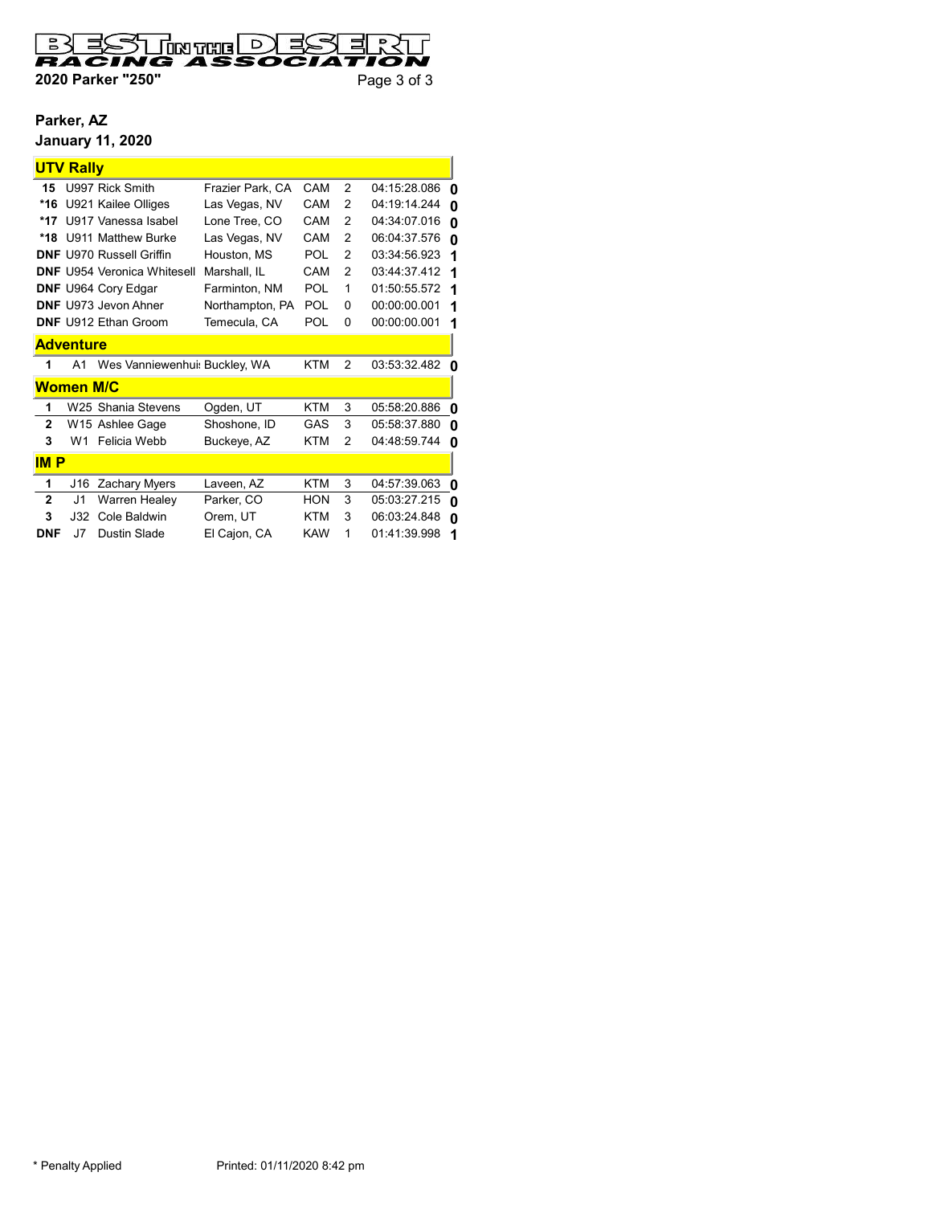# BEST IN THE DESERT RACING ASSOCIATION

**2020 Parker "250"**

**Parker, AZ**

**January 11, 2020**

## UTV Rally

| | | | | | | | |
|---|---|---|---|---|---|---|---|
| 15 | U997 | Rick Smith | Frazier Park, CA | CAM | 2 | 04:15:28.086 | 0 |
| *16 | U921 | Kailee Olliges | Las Vegas, NV | CAM | 2 | 04:19:14.244 | 0 |
| *17 | U917 | Vanessa Isabel | Lone Tree, CO | CAM | 2 | 04:34:07.016 | 0 |
| *18 | U911 | Matthew Burke | Las Vegas, NV | CAM | 2 | 06:04:37.576 | 0 |
| DNF | U970 | Russell Griffin | Houston, MS | POL | 2 | 03:34:56.923 | 1 |
| DNF | U954 | Veronica Whitesell | Marshall, IL | CAM | 2 | 03:44:37.412 | 1 |
| DNF | U964 | Cory Edgar | Farminton, NM | POL | 1 | 01:50:55.572 | 1 |
| DNF | U973 | Jevon Ahner | Northampton, PA | POL | 0 | 00:00:00.001 | 1 |
| DNF | U912 | Ethan Groom | Temecula, CA | POL | 0 | 00:00:00.001 | 1 |

## Adventure

| | | | | | | | |
|---|---|---|---|---|---|---|---|
| 1 | A1 | Wes Vanniewenhui | Buckley, WA | KTM | 2 | 03:53:32.482 | 0 |

## Women M/C

| | | | | | | | |
|---|---|---|---|---|---|---|---|
| 1 | W25 | Shania Stevens | Ogden, UT | KTM | 3 | 05:58:20.886 | 0 |
| 2 | W15 | Ashlee Gage | Shoshone, ID | GAS | 3 | 05:58:37.880 | 0 |
| 3 | W1 | Felicia Webb | Buckeye, AZ | KTM | 2 | 04:48:59.744 | 0 |

## IM P

| | | | | | | | |
|---|---|---|---|---|---|---|---|
| 1 | J16 | Zachary Myers | Laveen, AZ | KTM | 3 | 04:57:39.063 | 0 |
| 2 | J1 | Warren Healey | Parker, CO | HON | 3 | 05:03:27.215 | 0 |
| 3 | J32 | Cole Baldwin | Orem, UT | KTM | 3 | 06:03:24.848 | 0 |
| DNF | J7 | Dustin Slade | El Cajon, CA | KAW | 1 | 01:41:39.998 | 1 |

* Penalty Applied

Printed: 01/11/2020 8:42 pm